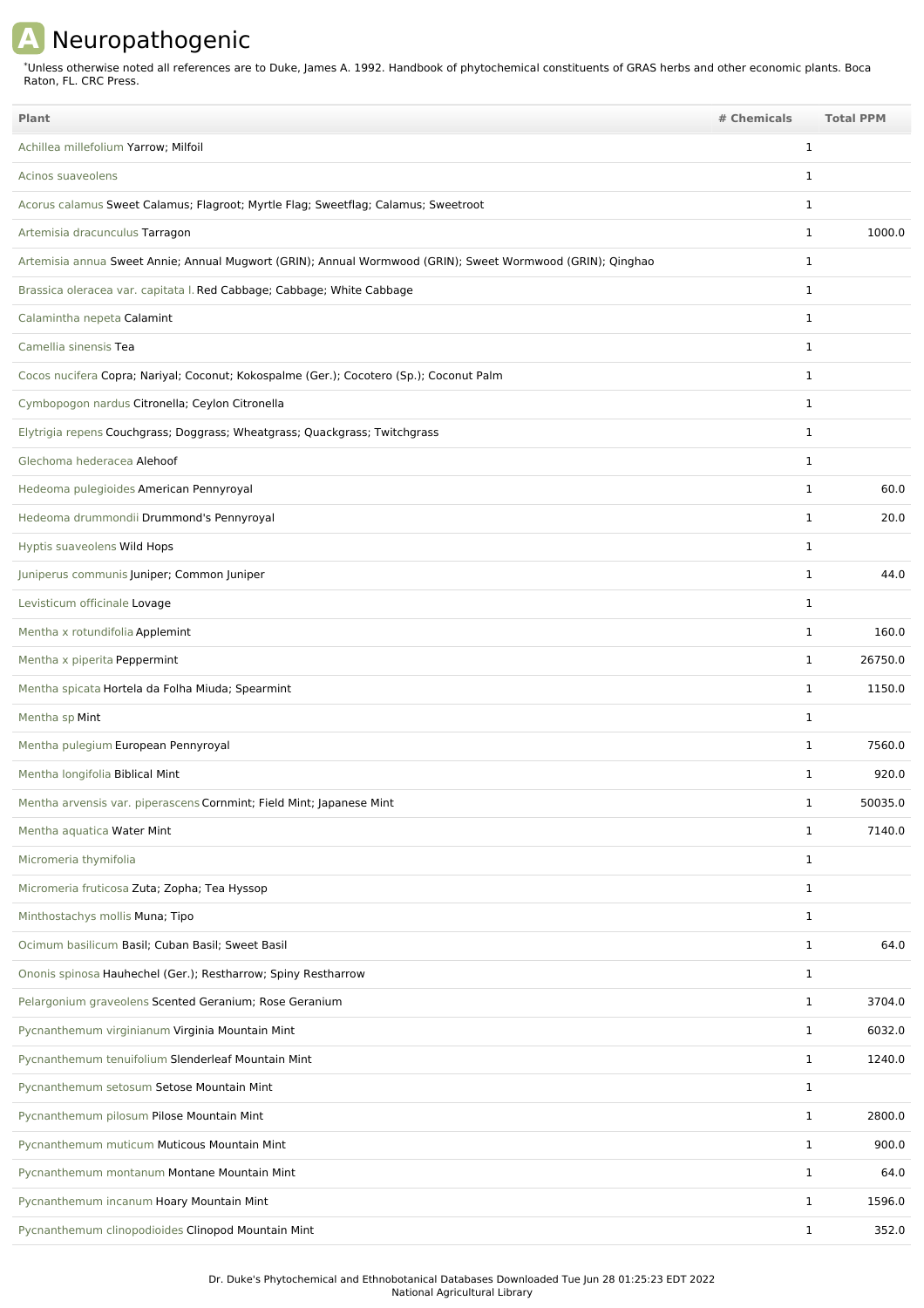# A Neuropathogenic

*Unless otherwise noted all references are to Duke, James A. 1992. Handbook of phytochemical constituents of GRAS herbs and other economic plants. Boca Raton, FL. CRC Press.

| Plant | # Chemicals | Total PPM |
|---|---|---|
| Achillea millefolium Yarrow; Milfoil | 1 | |
| Acinos suaveolens | 1 | |
| Acorus calamus Sweet Calamus; Flagroot; Myrtle Flag; Sweetflag; Calamus; Sweetroot | 1 | |
| Artemisia dracunculus Tarragon | 1 | 1000.0 |
| Artemisia annua Sweet Annie; Annual Mugwort (GRIN); Annual Wormwood (GRIN); Sweet Wormwood (GRIN); Qinghao | 1 | |
| Brassica oleracea var. capitata l. Red Cabbage; Cabbage; White Cabbage | 1 | |
| Calamintha nepeta Calamint | 1 | |
| Camellia sinensis Tea | 1 | |
| Cocos nucifera Copra; Nariyal; Coconut; Kokospalme (Ger.); Cocotero (Sp.); Coconut Palm | 1 | |
| Cymbopogon nardus Citronella; Ceylon Citronella | 1 | |
| Elytrigia repens Couchgrass; Doggrass; Wheatgrass; Quackgrass; Twitchgrass | 1 | |
| Glechoma hederacea Alehoof | 1 | |
| Hedeoma pulegioides American Pennyroyal | 1 | 60.0 |
| Hedeoma drummondii Drummond's Pennyroyal | 1 | 20.0 |
| Hyptis suaveolens Wild Hops | 1 | |
| Juniperus communis Juniper; Common Juniper | 1 | 44.0 |
| Levisticum officinale Lovage | 1 | |
| Mentha x rotundifolia Applemint | 1 | 160.0 |
| Mentha x piperita Peppermint | 1 | 26750.0 |
| Mentha spicata Hortela da Folha Miuda; Spearmint | 1 | 1150.0 |
| Mentha sp Mint | 1 | |
| Mentha pulegium European Pennyroyal | 1 | 7560.0 |
| Mentha longifolia Biblical Mint | 1 | 920.0 |
| Mentha arvensis var. piperascens Cornmint; Field Mint; Japanese Mint | 1 | 50035.0 |
| Mentha aquatica Water Mint | 1 | 7140.0 |
| Micromeria thymifolia | 1 | |
| Micromeria fruticosa Zuta; Zopha; Tea Hyssop | 1 | |
| Minthostachys mollis Muna; Tipo | 1 | |
| Ocimum basilicum Basil; Cuban Basil; Sweet Basil | 1 | 64.0 |
| Ononis spinosa Hauhechel (Ger.); Restharrow; Spiny Restharrow | 1 | |
| Pelargonium graveolens Scented Geranium; Rose Geranium | 1 | 3704.0 |
| Pycnanthemum virginianum Virginia Mountain Mint | 1 | 6032.0 |
| Pycnanthemum tenuifolium Slenderleaf Mountain Mint | 1 | 1240.0 |
| Pycnanthemum setosum Setose Mountain Mint | 1 | |
| Pycnanthemum pilosum Pilose Mountain Mint | 1 | 2800.0 |
| Pycnanthemum muticum Muticous Mountain Mint | 1 | 900.0 |
| Pycnanthemum montanum Montane Mountain Mint | 1 | 64.0 |
| Pycnanthemum incanum Hoary Mountain Mint | 1 | 1596.0 |
| Pycnanthemum clinopodioides Clinopod Mountain Mint | 1 | 352.0 |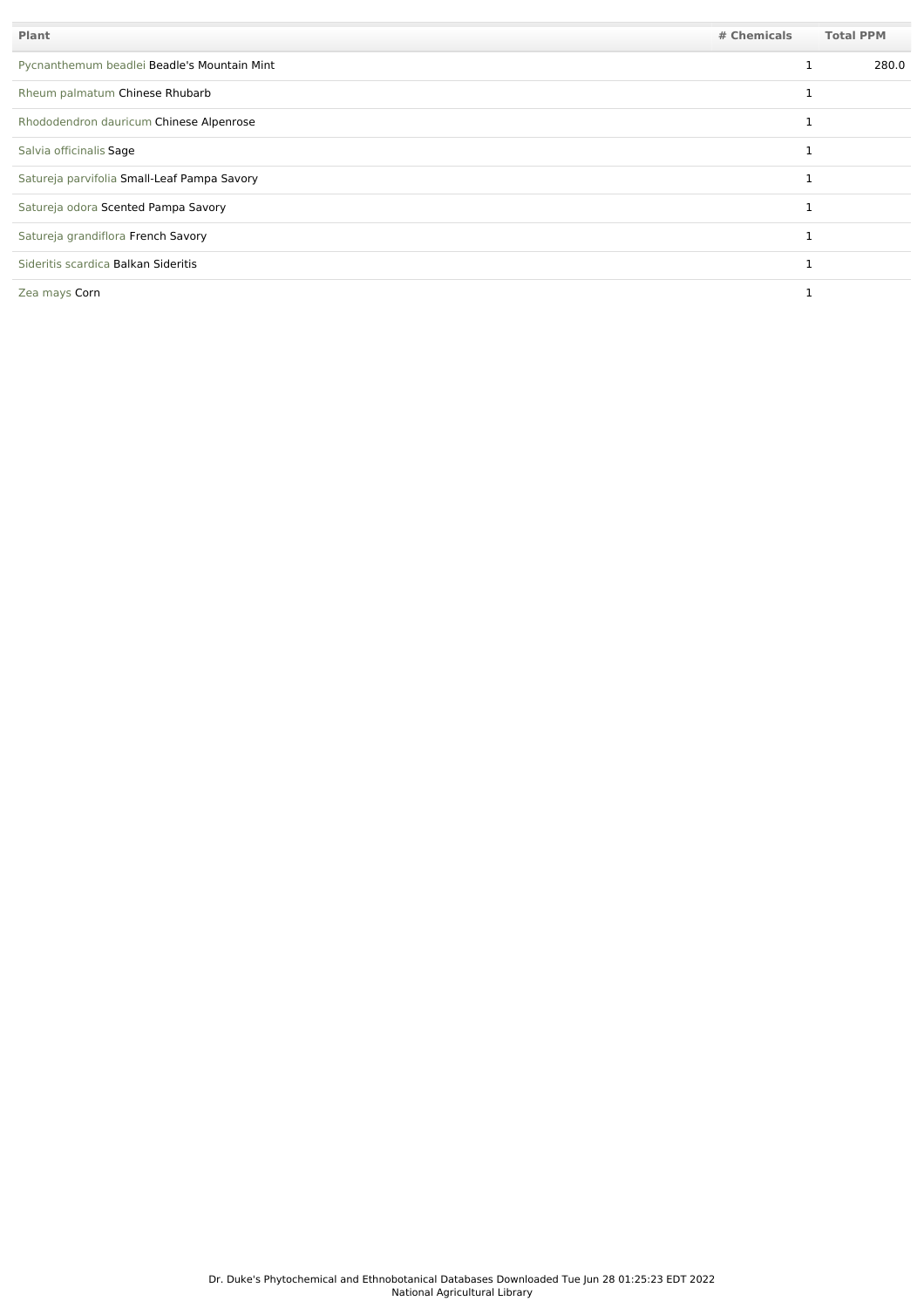| Plant | # Chemicals | Total PPM |
| --- | --- | --- |
| Pycnanthemum beadlei Beadle's Mountain Mint | 1 | 280.0 |
| Rheum palmatum Chinese Rhubarb | 1 | |
| Rhododendron dauricum Chinese Alpenrose | 1 | |
| Salvia officinalis Sage | 1 | |
| Satureja parvifolia Small-Leaf Pampa Savory | 1 | |
| Satureja odora Scented Pampa Savory | 1 | |
| Satureja grandiflora French Savory | 1 | |
| Sideritis scardica Balkan Sideritis | 1 | |
| Zea mays Corn | 1 | |

Dr. Duke's Phytochemical and Ethnobotanical Databases Downloaded Tue Jun 28 01:25:23 EDT 2022
National Agricultural Library